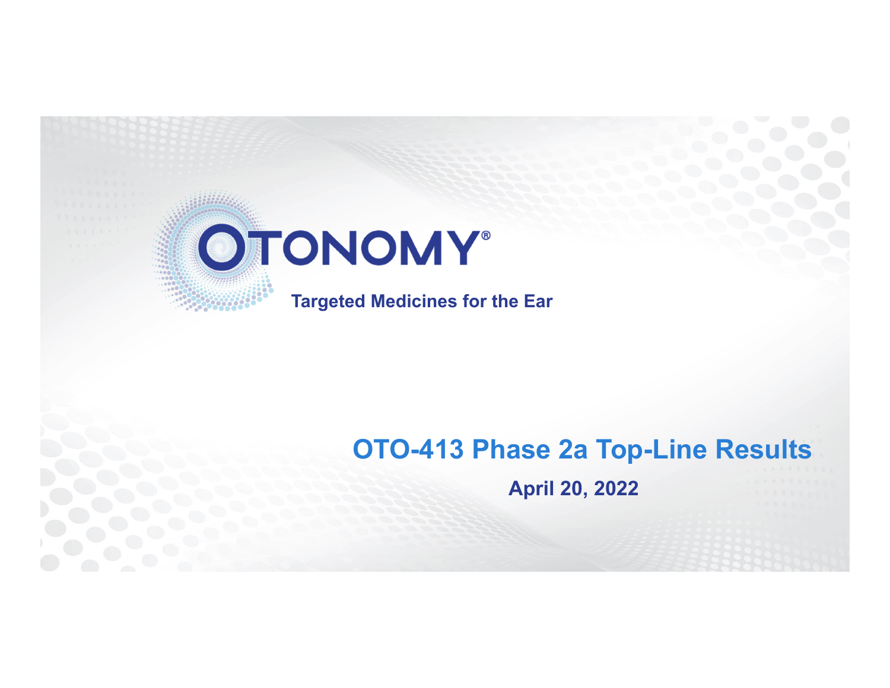OTONOMY®

Targeted Medicines for the Ear

# OTO-413 Phase 2a Top-Line Results

**April 20, 2022**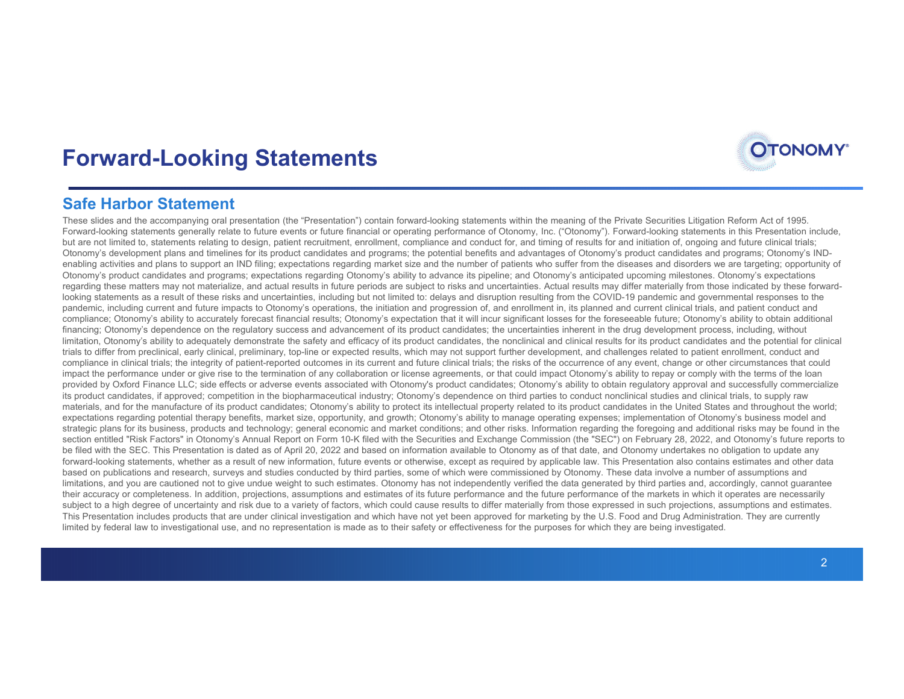# Forward-Looking Statements

## Safe Harbor Statement

These slides and the accompanying oral presentation (the "Presentation") contain forward-looking statements within the meaning of the Private Securities Litigation Reform Act of 1995. Forward-looking statements generally relate to future events or future financial or operating performance of Otonomy, Inc. ("Otonomy"). Forward-looking statements in this Presentation include, but are not limited to, statements relating to design, patient recruitment, enrollment, compliance and conduct for, and timing of results for and initiation of, ongoing and future clinical trials; Otonomy's development plans and timelines for its product candidates and programs; the potential benefits and advantages of Otonomy's product candidates and programs; Otonomy's IND-enabling activities and plans to support an IND filing; expectations regarding market size and the number of patients who suffer from the diseases and disorders we are targeting; opportunity of Otonomy's product candidates and programs; expectations regarding Otonomy's ability to advance its pipeline; and Otonomy's anticipated upcoming milestones. Otonomy's expectations regarding these matters may not materialize, and actual results in future periods are subject to risks and uncertainties. Actual results may differ materially from those indicated by these forward-looking statements as a result of these risks and uncertainties, including but not limited to: delays and disruption resulting from the COVID-19 pandemic and governmental responses to the pandemic, including current and future impacts to Otonomy's operations, the initiation and progression of, and enrollment in, its planned and current clinical trials, and patient conduct and compliance; Otonomy's ability to accurately forecast financial results; Otonomy's expectation that it will incur significant losses for the foreseeable future; Otonomy's ability to obtain additional financing; Otonomy's dependence on the regulatory success and advancement of its product candidates; the uncertainties inherent in the drug development process, including, without limitation, Otonomy's ability to adequately demonstrate the safety and efficacy of its product candidates, the nonclinical and clinical results for its product candidates and the potential for clinical trials to differ from preclinical, early clinical, preliminary, top-line or expected results, which may not support further development, and challenges related to patient enrollment, conduct and compliance in clinical trials; the integrity of patient-reported outcomes in its current and future clinical trials; the risks of the occurrence of any event, change or other circumstances that could impact the performance under or give rise to the termination of any collaboration or license agreements, or that could impact Otonomy's ability to repay or comply with the terms of the loan provided by Oxford Finance LLC; side effects or adverse events associated with Otonomy's product candidates; Otonomy's ability to obtain regulatory approval and successfully commercialize its product candidates, if approved; competition in the biopharmaceutical industry; Otonomy's dependence on third parties to conduct nonclinical studies and clinical trials, to supply raw materials, and for the manufacture of its product candidates; Otonomy's ability to protect its intellectual property related to its product candidates in the United States and throughout the world; expectations regarding potential therapy benefits, market size, opportunity, and growth; Otonomy's ability to manage operating expenses; implementation of Otonomy's business model and strategic plans for its business, products and technology; general economic and market conditions; and other risks. Information regarding the foregoing and additional risks may be found in the section entitled "Risk Factors" in Otonomy's Annual Report on Form 10-K filed with the Securities and Exchange Commission (the "SEC") on February 28, 2022, and Otonomy's future reports to be filed with the SEC. This Presentation is dated as of April 20, 2022 and based on information available to Otonomy as of that date, and Otonomy undertakes no obligation to update any forward-looking statements, whether as a result of new information, future events or otherwise, except as required by applicable law. This Presentation also contains estimates and other data based on publications and research, surveys and studies conducted by third parties, some of which were commissioned by Otonomy. These data involve a number of assumptions and limitations, and you are cautioned not to give undue weight to such estimates. Otonomy has not independently verified the data generated by third parties and, accordingly, cannot guarantee their accuracy or completeness. In addition, projections, assumptions and estimates of its future performance and the future performance of the markets in which it operates are necessarily subject to a high degree of uncertainty and risk due to a variety of factors, which could cause results to differ materially from those expressed in such projections, assumptions and estimates. This Presentation includes products that are under clinical investigation and which have not yet been approved for marketing by the U.S. Food and Drug Administration. They are currently limited by federal law to investigational use, and no representation is made as to their safety or effectiveness for the purposes for which they are being investigated.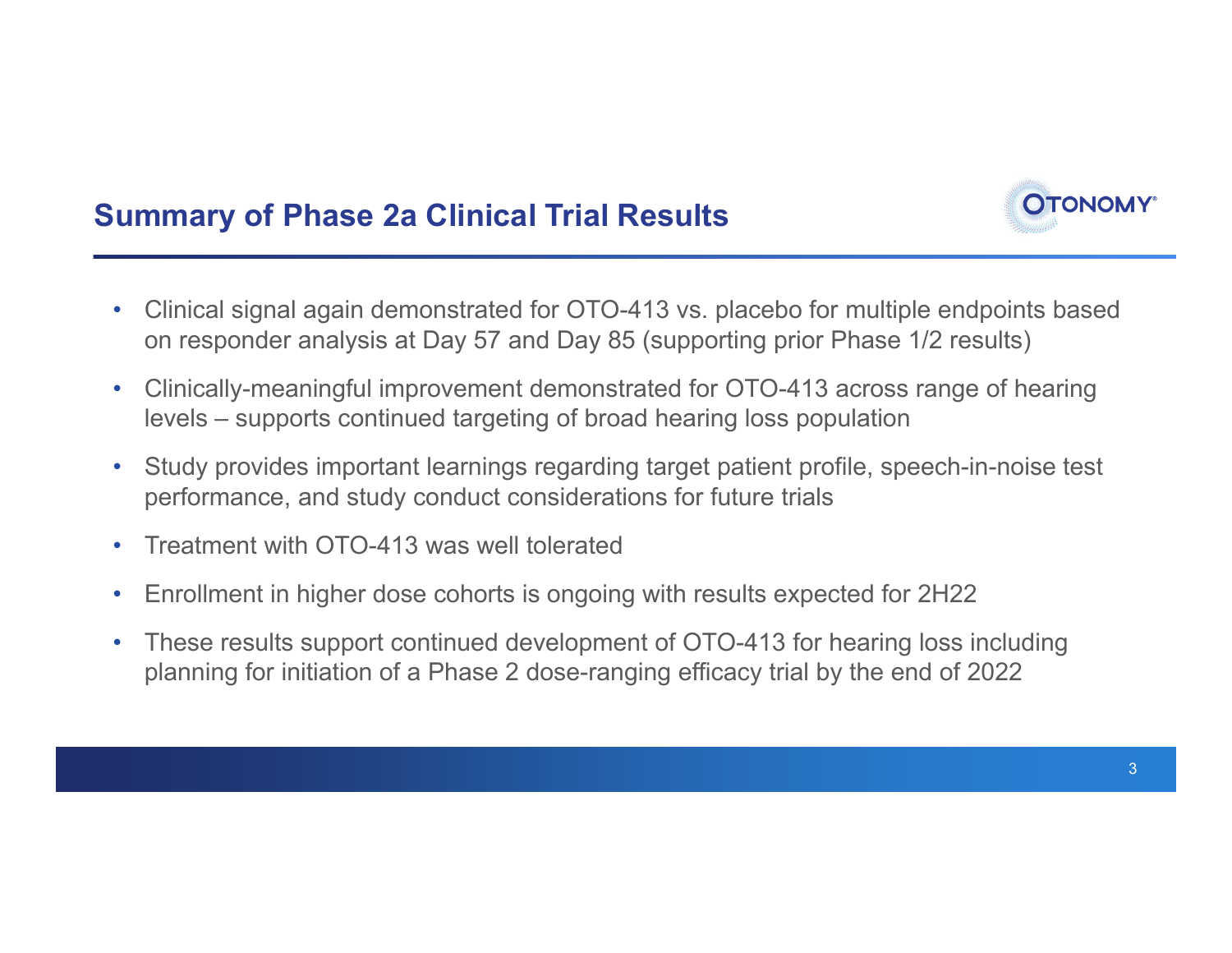## Summary of Phase 2a Clinical Trial Results

- Clinical signal again demonstrated for OTO-413 vs. placebo for multiple endpoints based on responder analysis at Day 57 and Day 85 (supporting prior Phase 1/2 results)
- Clinically-meaningful improvement demonstrated for OTO-413 across range of hearing levels – supports continued targeting of broad hearing loss population
- Study provides important learnings regarding target patient profile, speech-in-noise test performance, and study conduct considerations for future trials
- Treatment with OTO-413 was well tolerated
- Enrollment in higher dose cohorts is ongoing with results expected for 2H22
- These results support continued development of OTO-413 for hearing loss including planning for initiation of a Phase 2 dose-ranging efficacy trial by the end of 2022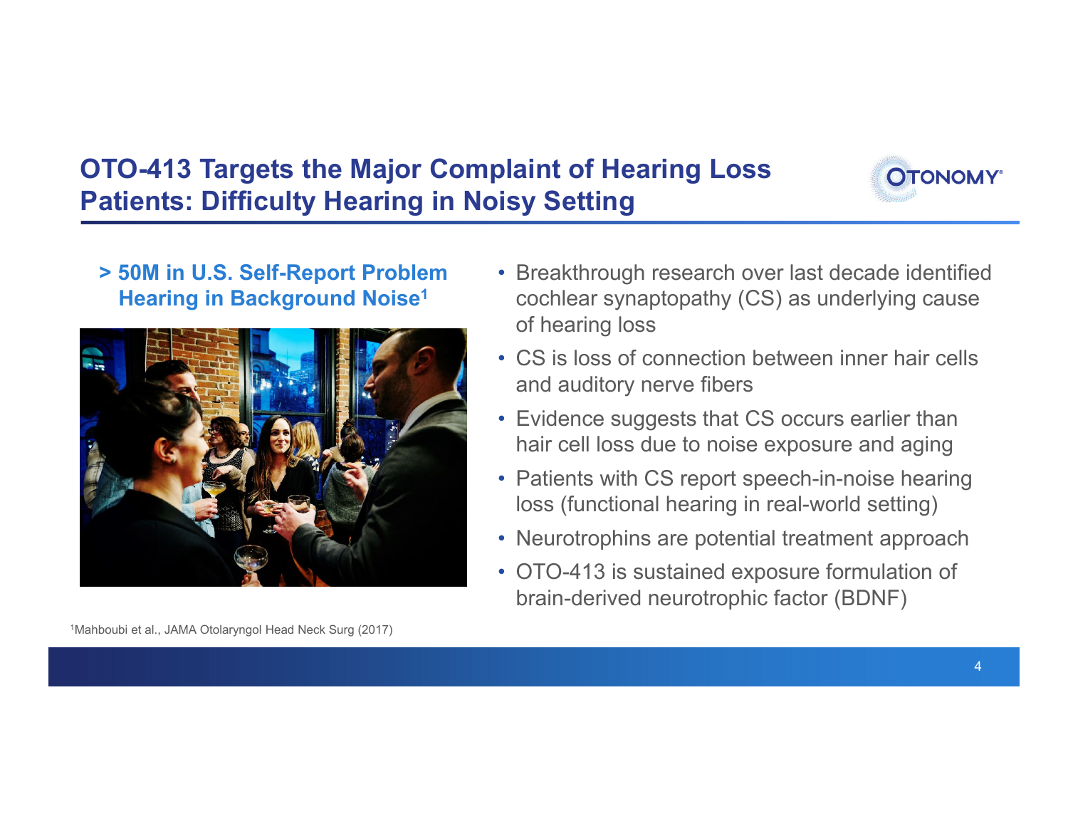# OTO-413 Targets the Major Complaint of Hearing Loss Patients: Difficulty Hearing in Noisy Setting

**> 50M in U.S. Self-Report Problem Hearing in Background Noise[1]**

- Breakthrough research over last decade identified cochlear synaptopathy (CS) as underlying cause of hearing loss
- CS is loss of connection between inner hair cells and auditory nerve fibers
- Evidence suggests that CS occurs earlier than hair cell loss due to noise exposure and aging
- Patients with CS report speech-in-noise hearing loss (functional hearing in real-world setting)
- Neurotrophins are potential treatment approach
- OTO-413 is sustained exposure formulation of brain-derived neurotrophic factor (BDNF)

[1]Mahboubi et al., JAMA Otolaryngol Head Neck Surg (2017)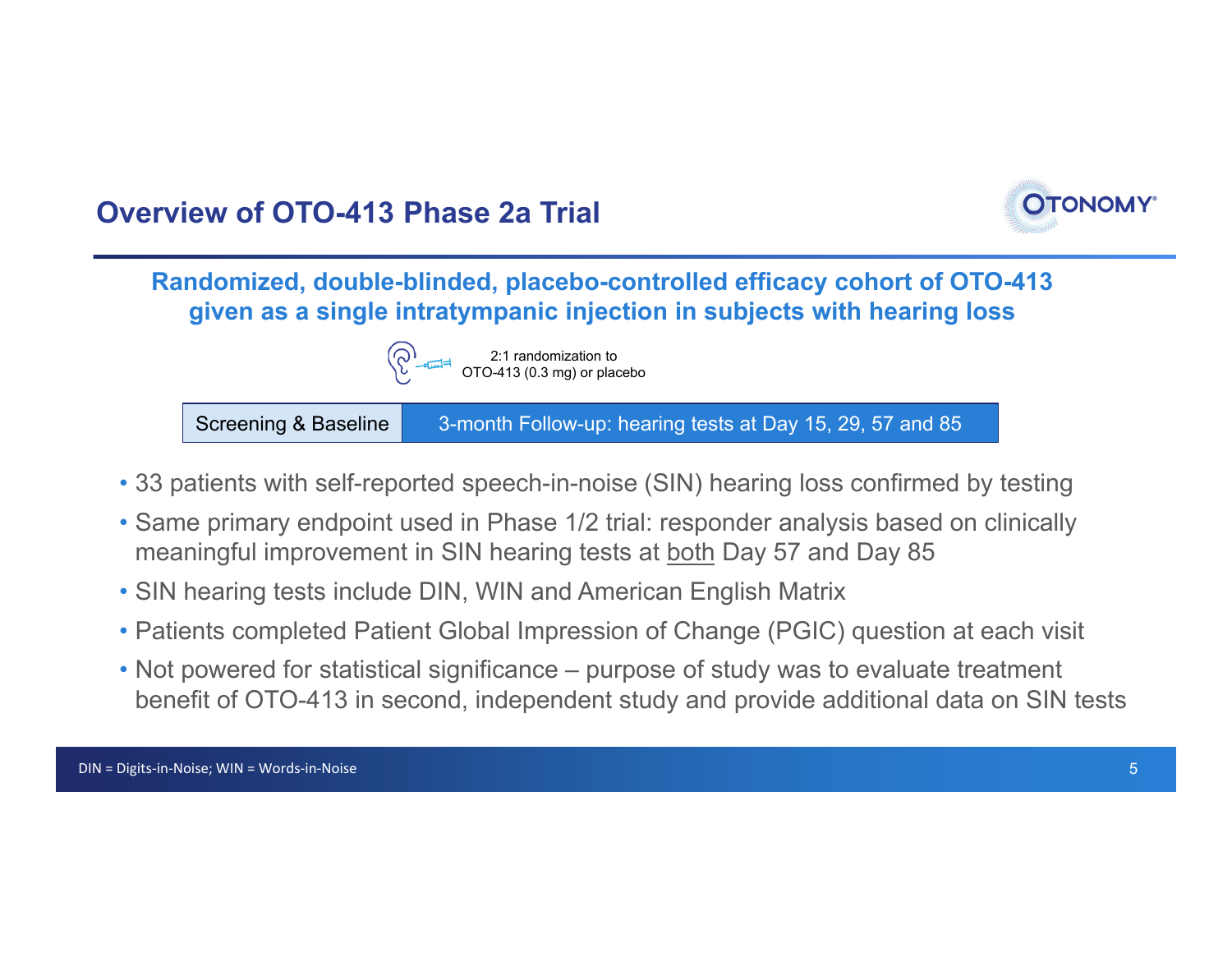# Overview of OTO-413 Phase 2a Trial

**Randomized, double-blinded, placebo-controlled efficacy cohort of OTO-413 given as a single intratympanic injection in subjects with hearing loss**

2:1 randomization to OTO-413 (0.3 mg) or placebo

| Screening & Baseline | 3-month Follow-up: hearing tests at Day 15, 29, 57 and 85 |
|---|---|

- 33 patients with self-reported speech-in-noise (SIN) hearing loss confirmed by testing
- Same primary endpoint used in Phase 1/2 trial: responder analysis based on clinically meaningful improvement in SIN hearing tests at both Day 57 and Day 85
- SIN hearing tests include DIN, WIN and American English Matrix
- Patients completed Patient Global Impression of Change (PGIC) question at each visit
- Not powered for statistical significance – purpose of study was to evaluate treatment benefit of OTO-413 in second, independent study and provide additional data on SIN tests

DIN = Digits-in-Noise; WIN = Words-in-Noise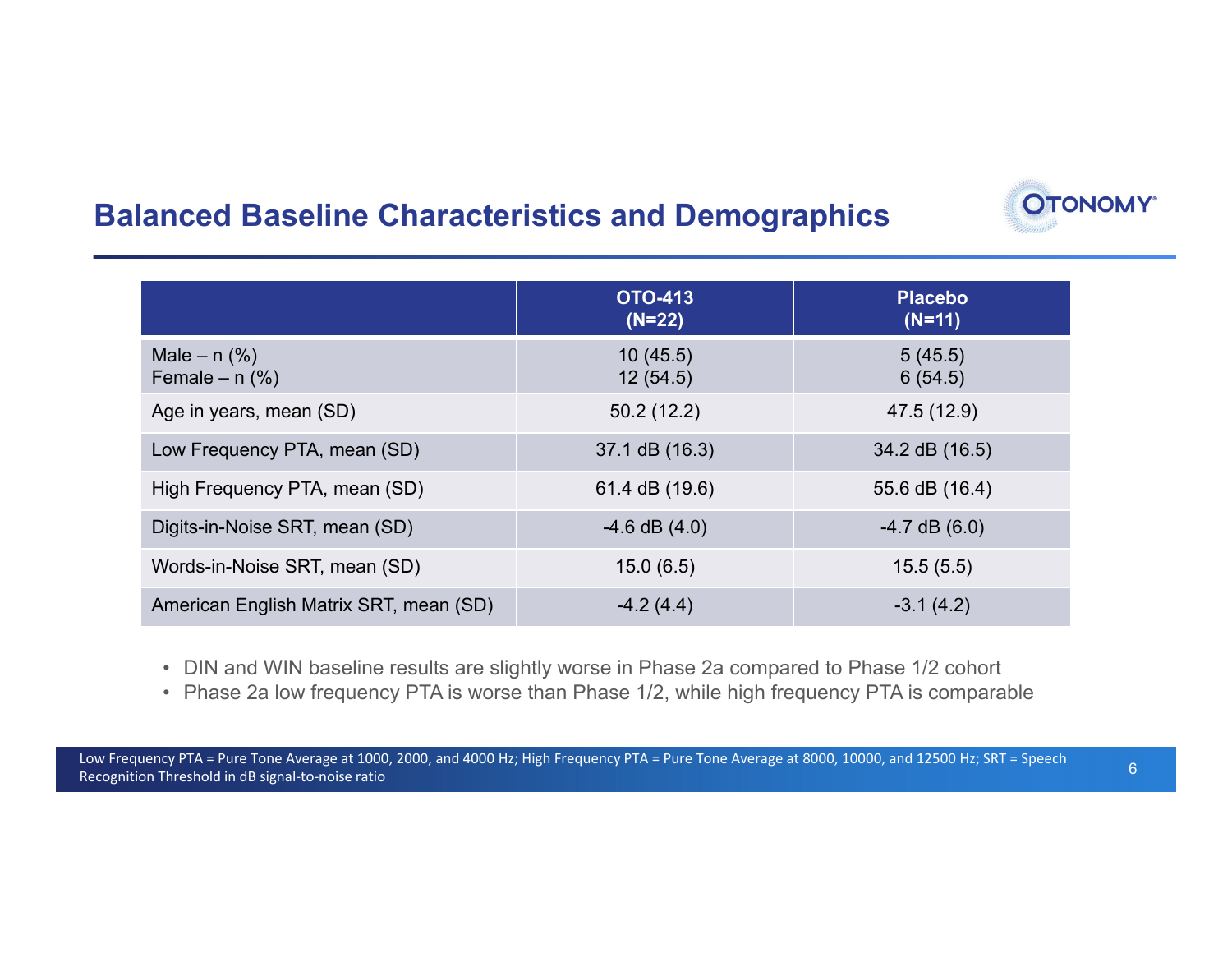## Balanced Baseline Characteristics and Demographics

| | OTO-413 (N=22) | Placebo (N=11) |
|---|---|---|
| Male – n (%)<br>Female – n (%) | 10 (45.5)<br>12 (54.5) | 5 (45.5)<br>6 (54.5) |
| Age in years, mean (SD) | 50.2 (12.2) | 47.5 (12.9) |
| Low Frequency PTA, mean (SD) | 37.1 dB (16.3) | 34.2 dB (16.5) |
| High Frequency PTA, mean (SD) | 61.4 dB (19.6) | 55.6 dB (16.4) |
| Digits-in-Noise SRT, mean (SD) | -4.6 dB (4.0) | -4.7 dB (6.0) |
| Words-in-Noise SRT, mean (SD) | 15.0 (6.5) | 15.5 (5.5) |
| American English Matrix SRT, mean (SD) | -4.2 (4.4) | -3.1 (4.2) |

- DIN and WIN baseline results are slightly worse in Phase 2a compared to Phase 1/2 cohort
- Phase 2a low frequency PTA is worse than Phase 1/2, while high frequency PTA is comparable

Low Frequency PTA = Pure Tone Average at 1000, 2000, and 4000 Hz; High Frequency PTA = Pure Tone Average at 8000, 10000, and 12500 Hz; SRT = Speech Recognition Threshold in dB signal-to-noise ratio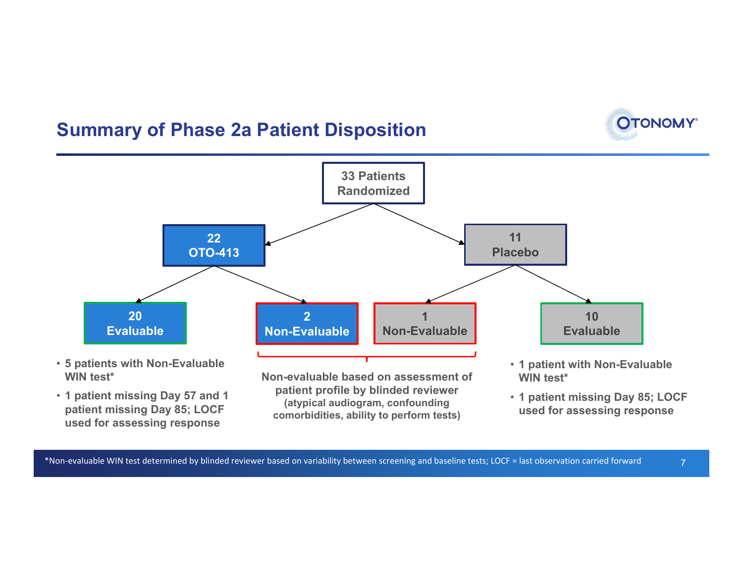## Summary of Phase 2a Patient Disposition

**33 Patients Randomized**

- **22 OTO-413**
  - **20 Evaluable**
    - 5 patients with Non-Evaluable WIN test*
    - 1 patient missing Day 57 and 1 patient missing Day 85; LOCF used for assessing response
  - **2 Non-Evaluable**
- **11 Placebo**
  - **1 Non-Evaluable**
  - **10 Evaluable**
    - 1 patient with Non-Evaluable WIN test*
    - 1 patient missing Day 85; LOCF used for assessing response

Non-evaluable based on assessment of patient profile by blinded reviewer (atypical audiogram, confounding comorbidities, ability to perform tests)

*Non-evaluable WIN test determined by blinded reviewer based on variability between screening and baseline tests; LOCF = last observation carried forward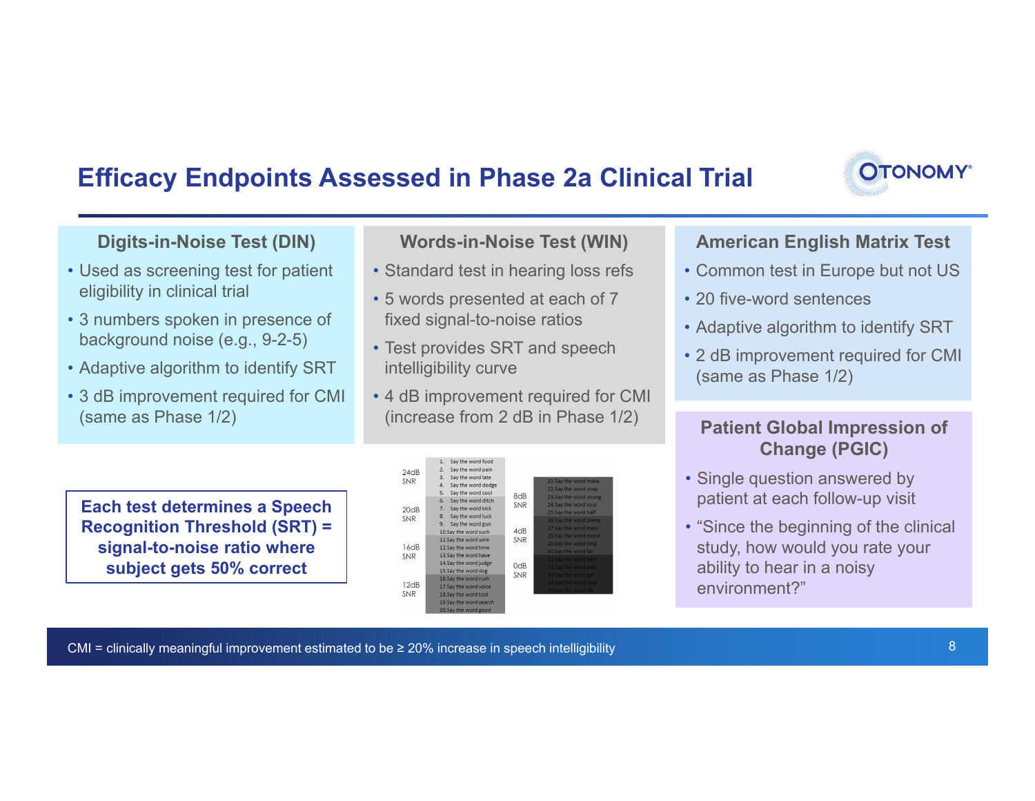# Efficacy Endpoints Assessed in Phase 2a Clinical Trial

## Digits-in-Noise Test (DIN)

- Used as screening test for patient eligibility in clinical trial
- 3 numbers spoken in presence of background noise (e.g., 9-2-5)
- Adaptive algorithm to identify SRT
- 3 dB improvement required for CMI (same as Phase 1/2)

**Each test determines a Speech Recognition Threshold (SRT) = signal-to-noise ratio where subject gets 50% correct**

## Words-in-Noise Test (WIN)

- Standard test in hearing loss refs
- 5 words presented at each of 7 fixed signal-to-noise ratios
- Test provides SRT and speech intelligibility curve
- 4 dB improvement required for CMI (increase from 2 dB in Phase 1/2)

| SNR | Words |
|---|---|
| 24dB SNR | 1. Say the word food; 2. Say the word pain; 3. Say the word late; 4. Say the word dodge; 5. Say the word cool |
| 20dB SNR | 6. Say the word ditch; 7. Say the word kick; 8. Say the word luck; 9. Say the word gun; 10. Say the word such |
| 16dB SNR | 11. Say the word wire; 12. Say the word time; 13. Say the word have; 14. Say the word judge; 15. Say the word dog |
| 12dB SNR | 16. Say the word rush; 17. Say the word voice; 18. Say the word tool; 19. Say the word search; 20. Say the word good |
| 8dB SNR | 21. Say the word make; 22. Say the word soap; 23. Say the word young; 24. Say the word sour; 25. Say the word half |
| 4dB SNR | 26. Say the word sheep; 27. Say the word mess; 28. Say the word mood; 29. Say the word long; 30. Say the word far |
| 0dB SNR | 31. Say the word barn; 32. Say the word dab; 33. Say the word get; 34. Say the word read; 35. Say the word life |

## American English Matrix Test

- Common test in Europe but not US
- 20 five-word sentences
- Adaptive algorithm to identify SRT
- 2 dB improvement required for CMI (same as Phase 1/2)

## Patient Global Impression of Change (PGIC)

- Single question answered by patient at each follow-up visit
- "Since the beginning of the clinical study, how would you rate your ability to hear in a noisy environment?"

CMI = clinically meaningful improvement estimated to be ≥ 20% increase in speech intelligibility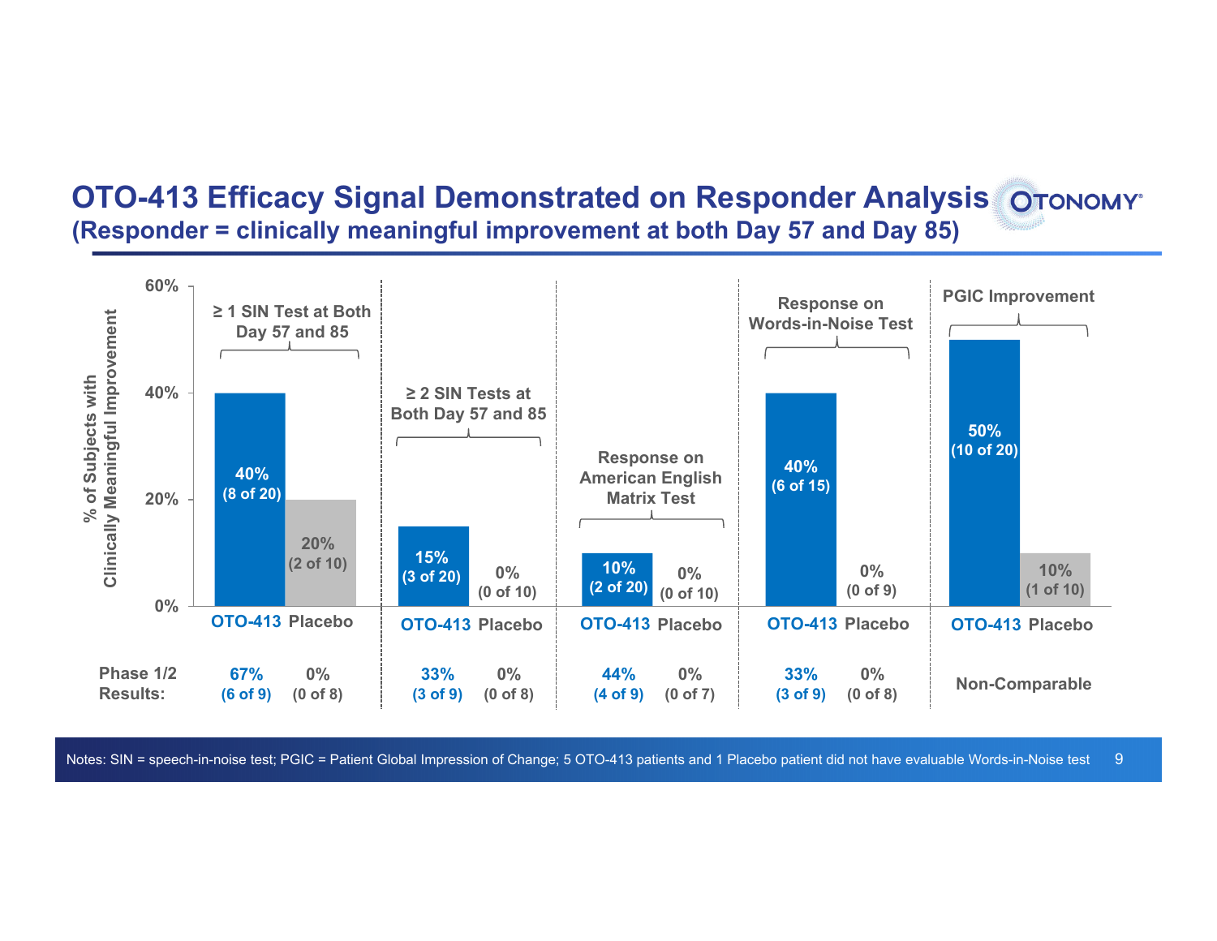# OTO-413 Efficacy Signal Demonstrated on Responder Analysis

## (Responder = clinically meaningful improvement at both Day 57 and Day 85)

% of Subjects with Clinically Meaningful Improvement

| | ≥ 1 SIN Test at Both Day 57 and 85 | | ≥ 2 SIN Tests at Both Day 57 and 85 | | Response on American English Matrix Test | | Response on Words-in-Noise Test | | PGIC Improvement | |
|---|---|---|---|---|---|---|---|---|---|---|
| | OTO-413 | Placebo | OTO-413 | Placebo | OTO-413 | Placebo | OTO-413 | Placebo | OTO-413 | Placebo |
| | 40% (8 of 20) | 20% (2 of 10) | 15% (3 of 20) | 0% (0 of 10) | 10% (2 of 20) | 0% (0 of 10) | 40% (6 of 15) | 0% (0 of 9) | 50% (10 of 20) | 10% (1 of 10) |
| Phase 1/2 Results: | 67% (6 of 9) | 0% (0 of 8) | 33% (3 of 9) | 0% (0 of 8) | 44% (4 of 9) | 0% (0 of 7) | 33% (3 of 9) | 0% (0 of 8) | Non-Comparable | |

Notes: SIN = speech-in-noise test; PGIC = Patient Global Impression of Change; 5 OTO-413 patients and 1 Placebo patient did not have evaluable Words-in-Noise test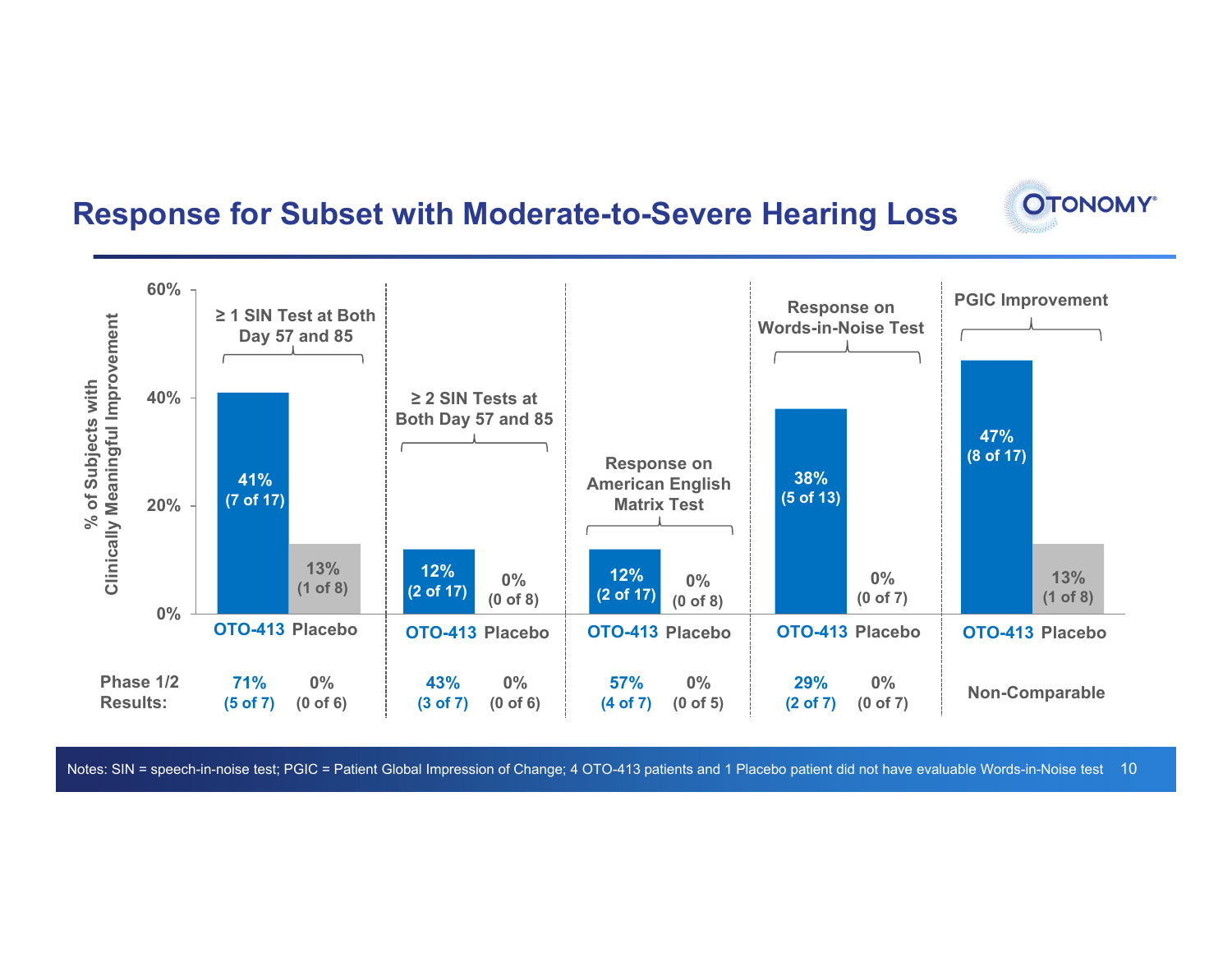# Response for Subset with Moderate-to-Severe Hearing Loss

% of Subjects with Clinically Meaningful Improvement

| | ≥ 1 SIN Test at Both Day 57 and 85 | | ≥ 2 SIN Tests at Both Day 57 and 85 | | Response on American English Matrix Test | | Response on Words-in-Noise Test | | PGIC Improvement | |
|---|---|---|---|---|---|---|---|---|---|---|
| | OTO-413 | Placebo | OTO-413 | Placebo | OTO-413 | Placebo | OTO-413 | Placebo | OTO-413 | Placebo |
| | 41% (7 of 17) | 13% (1 of 8) | 12% (2 of 17) | 0% (0 of 8) | 12% (2 of 17) | 0% (0 of 8) | 38% (5 of 13) | 0% (0 of 7) | 47% (8 of 17) | 13% (1 of 8) |
| Phase 1/2 Results: | 71% (5 of 7) | 0% (0 of 6) | 43% (3 of 7) | 0% (0 of 6) | 57% (4 of 7) | 0% (0 of 5) | 29% (2 of 7) | 0% (0 of 7) | Non-Comparable | |

Notes: SIN = speech-in-noise test; PGIC = Patient Global Impression of Change; 4 OTO-413 patients and 1 Placebo patient did not have evaluable Words-in-Noise test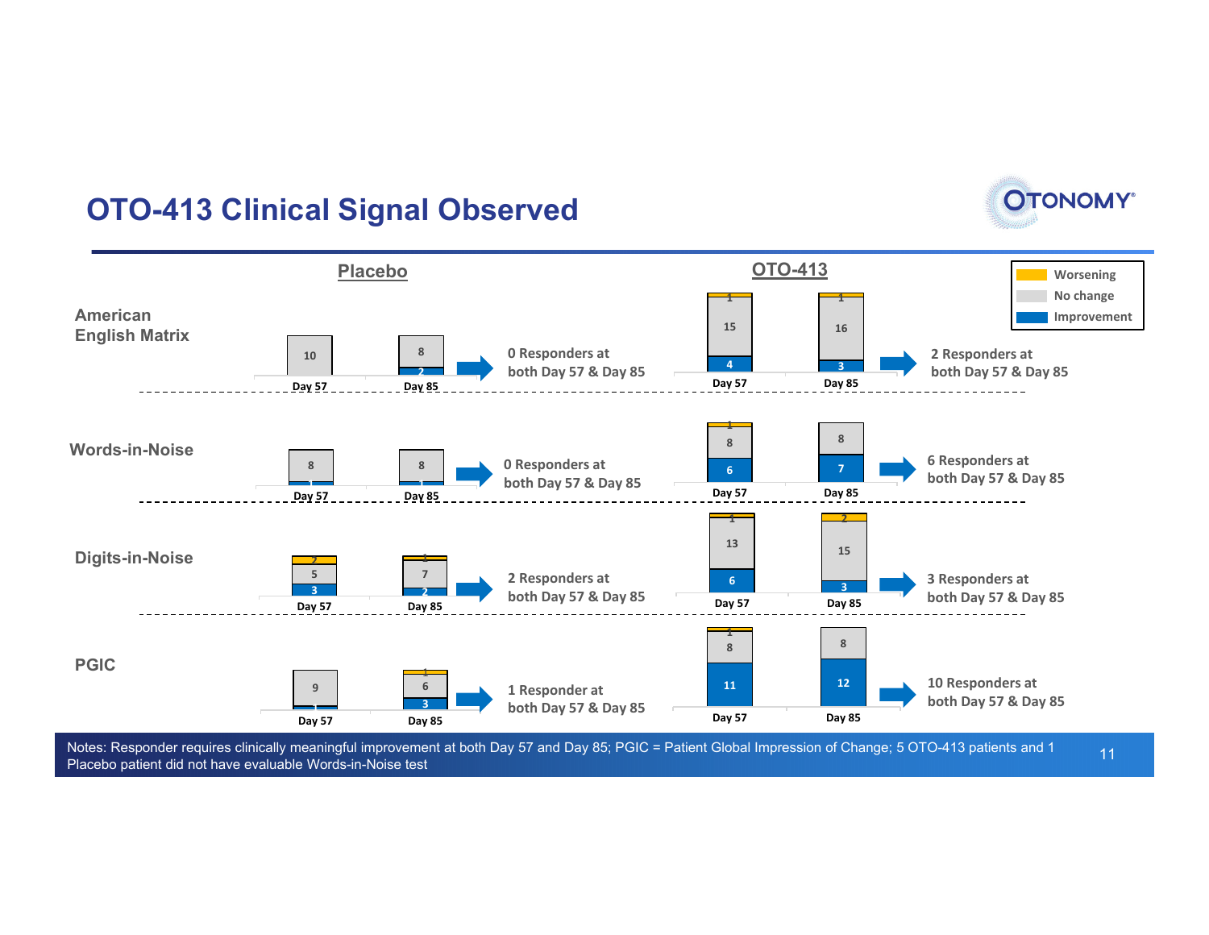# OTO-413 Clinical Signal Observed

Legend: Worsening / No change / Improvement

| Measure | Placebo Day 57 | Placebo Day 85 | Placebo Responders | OTO-413 Day 57 | OTO-413 Day 85 | OTO-413 Responders |
|---|---|---|---|---|---|---|
| American English Matrix | No change: 10 | No change: 8; Improvement: 2 | 0 Responders at both Day 57 & Day 85 | Worsening: 1; No change: 15; Improvement: 4 | Worsening: 1; No change: 16; Improvement: 3 | 2 Responders at both Day 57 & Day 85 |
| Words-in-Noise | No change: 8; Improvement: 1 | No change: 8; Improvement: 1 | 0 Responders at both Day 57 & Day 85 | Worsening: 1; No change: 8; Improvement: 6 | No change: 8; Improvement: 7 | 6 Responders at both Day 57 & Day 85 |
| Digits-in-Noise | Worsening: 2; No change: 5; Improvement: 3 | Worsening: 1; No change: 7; Improvement: 2 | 2 Responders at both Day 57 & Day 85 | Worsening: 1; No change: 13; Improvement: 6 | Worsening: 2; No change: 15; Improvement: 3 | 3 Responders at both Day 57 & Day 85 |
| PGIC | No change: 9; Improvement: 1 | Worsening: 1; No change: 6; Improvement: 3 | 1 Responder at both Day 57 & Day 85 | Worsening: 1; No change: 8; Improvement: 11 | No change: 8; Improvement: 12 | 10 Responders at both Day 57 & Day 85 |

Notes: Responder requires clinically meaningful improvement at both Day 57 and Day 85; PGIC = Patient Global Impression of Change; 5 OTO-413 patients and 1 Placebo patient did not have evaluable Words-in-Noise test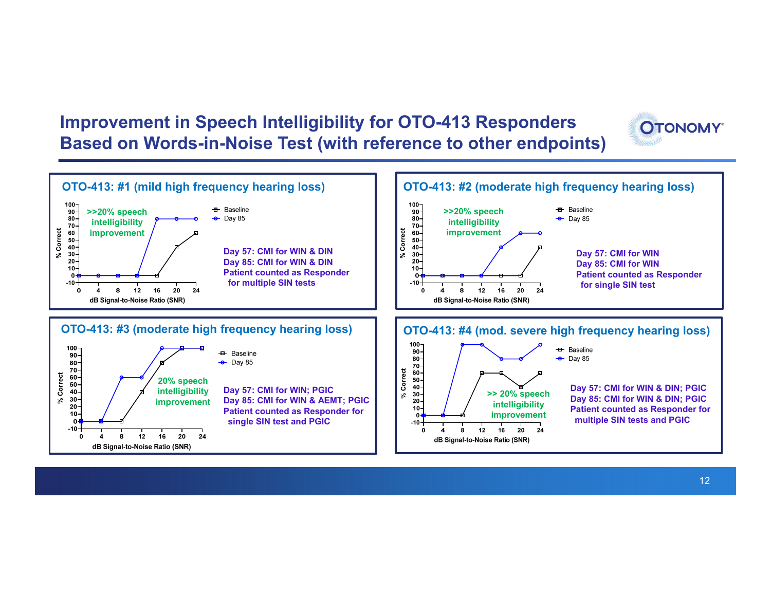# Improvement in Speech Intelligibility for OTO-413 Responders Based on Words-in-Noise Test (with reference to other endpoints)

## OTO-413: #1 (mild high frequency hearing loss)

| dB Signal-to-Noise Ratio (SNR) | 0 | 4 | 8 | 12 | 16 | 20 | 24 |
|---|---|---|---|---|---|---|---|
| Baseline (% Correct) | 0 | 0 | 0 | 0 | 0 | 40 | 60 |
| Day 85 (% Correct) | 0 | 0 | 0 | 0 | 80 | 80 | 80 |

>>20% speech intelligibility improvement

**Day 57: CMI for WIN & DIN**
**Day 85: CMI for WIN & DIN**
**Patient counted as Responder for multiple SIN tests**

## OTO-413: #2 (moderate high frequency hearing loss)

| dB Signal-to-Noise Ratio (SNR) | 0 | 4 | 8 | 12 | 16 | 20 | 24 |
|---|---|---|---|---|---|---|---|
| Baseline (% Correct) | 0 | 0 | 0 | 0 | 0 | 0 | 40 |
| Day 85 (% Correct) | 0 | 0 | 0 | 0 | 40 | 60 | 60 |

>>20% speech intelligibility improvement

**Day 57: CMI for WIN**
**Day 85: CMI for WIN**
**Patient counted as Responder for single SIN test**

## OTO-413: #3 (moderate high frequency hearing loss)

| dB Signal-to-Noise Ratio (SNR) | 0 | 4 | 8 | 12 | 16 | 20 | 24 |
|---|---|---|---|---|---|---|---|
| Baseline (% Correct) | 0 | 0 | 0 | 40 | 80 | 100 | 100 |
| Day 85 (% Correct) | 0 | 0 | 60 | 60 | 100 | 100 | 100 |

20% speech intelligibility improvement

**Day 57: CMI for WIN; PGIC**
**Day 85: CMI for WIN & AEMT; PGIC**
**Patient counted as Responder for single SIN test and PGIC**

## OTO-413: #4 (mod. severe high frequency hearing loss)

| dB Signal-to-Noise Ratio (SNR) | 0 | 4 | 8 | 12 | 16 | 20 | 24 |
|---|---|---|---|---|---|---|---|
| Baseline (% Correct) | 0 | 0 | 0 | 60 | 60 | 40 | 60 |
| Day 85 (% Correct) | 0 | 0 | 100 | 100 | 80 | 80 | 100 |

>> 20% speech intelligibility improvement

**Day 57: CMI for WIN & DIN; PGIC**
**Day 85: CMI for WIN & DIN; PGIC**
**Patient counted as Responder for multiple SIN tests and PGIC**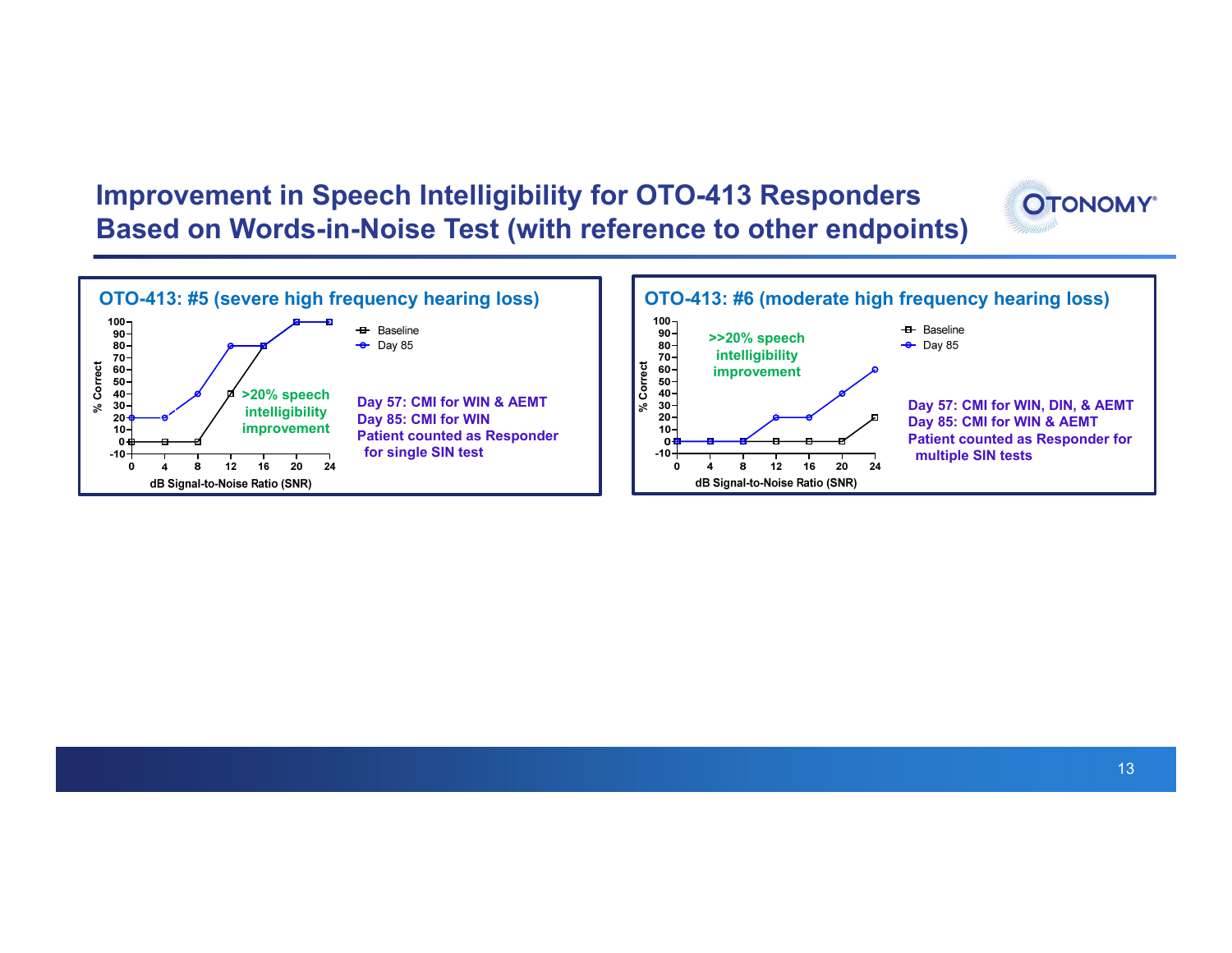# Improvement in Speech Intelligibility for OTO-413 Responders Based on Words-in-Noise Test (with reference to other endpoints)

## OTO-413: #5 (severe high frequency hearing loss)

| dB Signal-to-Noise Ratio (SNR) | 0 | 4 | 8 | 12 | 16 | 20 | 24 |
|---|---|---|---|---|---|---|---|
| Baseline (% Correct) | 0 | 0 | 0 | 40 | 80 | 100 | 100 |
| Day 85 (% Correct) | 20 | 20 | 40 | 80 | 80 | 100 | 100 |

>20% speech intelligibility improvement

**Day 57: CMI for WIN & AEMT**
**Day 85: CMI for WIN**
**Patient counted as Responder for single SIN test**

## OTO-413: #6 (moderate high frequency hearing loss)

| dB Signal-to-Noise Ratio (SNR) | 0 | 4 | 8 | 12 | 16 | 20 | 24 |
|---|---|---|---|---|---|---|---|
| Baseline (% Correct) | 0 | 0 | 0 | 0 | 0 | 0 | 20 |
| Day 85 (% Correct) | 0 | 0 | 0 | 20 | 20 | 40 | 60 |

>>20% speech intelligibility improvement

**Day 57: CMI for WIN, DIN, & AEMT**
**Day 85: CMI for WIN & AEMT**
**Patient counted as Responder for multiple SIN tests**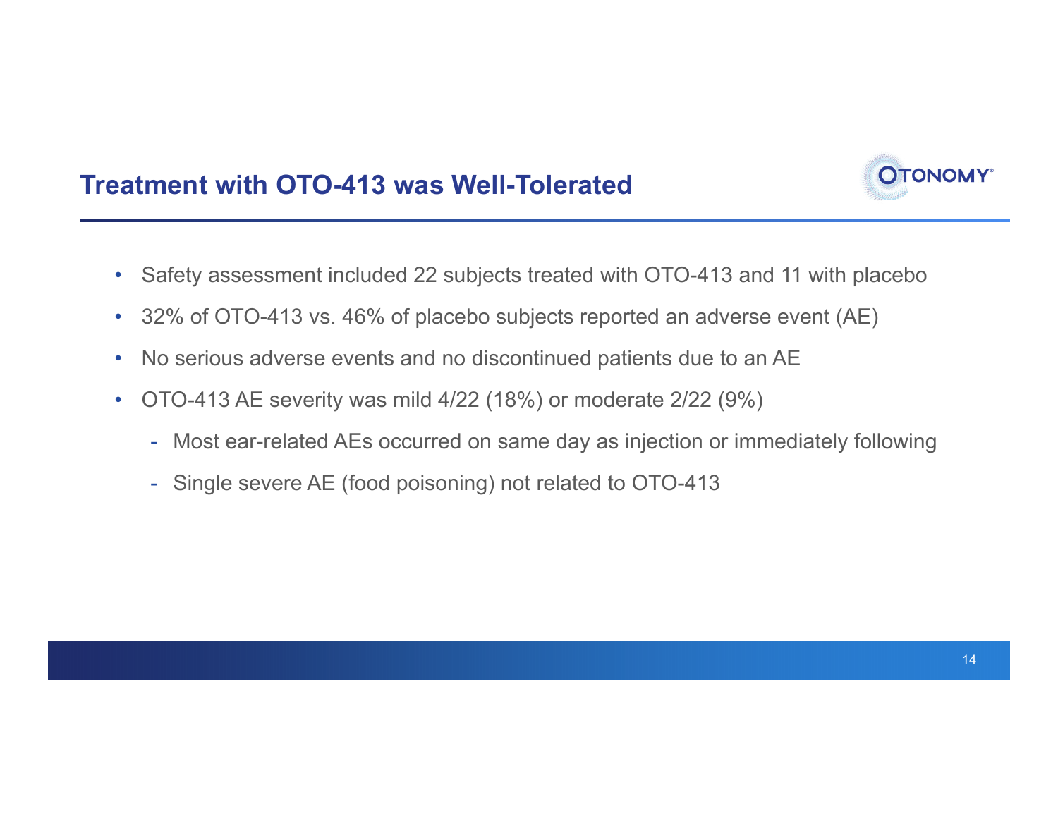## Treatment with OTO-413 was Well-Tolerated

- Safety assessment included 22 subjects treated with OTO-413 and 11 with placebo
- 32% of OTO-413 vs. 46% of placebo subjects reported an adverse event (AE)
- No serious adverse events and no discontinued patients due to an AE
- OTO-413 AE severity was mild 4/22 (18%) or moderate 2/22 (9%)
  - Most ear-related AEs occurred on same day as injection or immediately following
  - Single severe AE (food poisoning) not related to OTO-413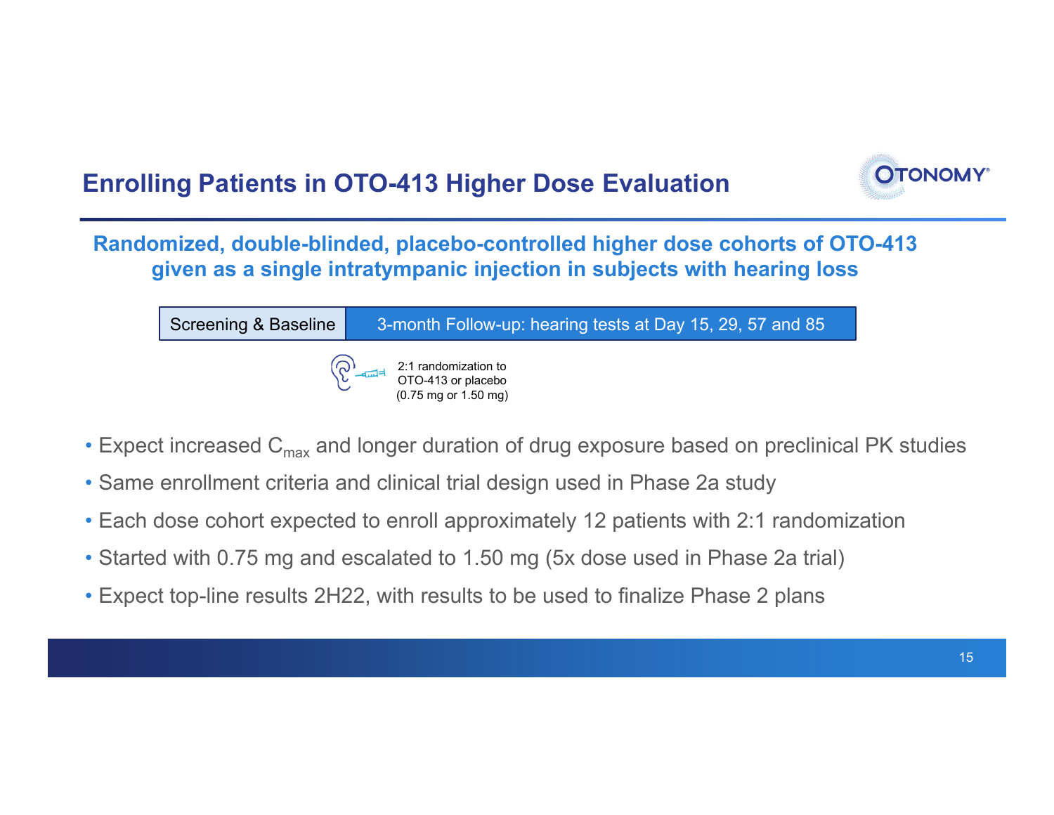# Enrolling Patients in OTO-413 Higher Dose Evaluation

**Randomized, double-blinded, placebo-controlled higher dose cohorts of OTO-413 given as a single intratympanic injection in subjects with hearing loss**

| Screening & Baseline | 3-month Follow-up: hearing tests at Day 15, 29, 57 and 85 |
| --- | --- |

2:1 randomization to OTO-413 or placebo (0.75 mg or 1.50 mg)

- Expect increased $C_{max}$ and longer duration of drug exposure based on preclinical PK studies
- Same enrollment criteria and clinical trial design used in Phase 2a study
- Each dose cohort expected to enroll approximately 12 patients with 2:1 randomization
- Started with 0.75 mg and escalated to 1.50 mg (5x dose used in Phase 2a trial)
- Expect top-line results 2H22, with results to be used to finalize Phase 2 plans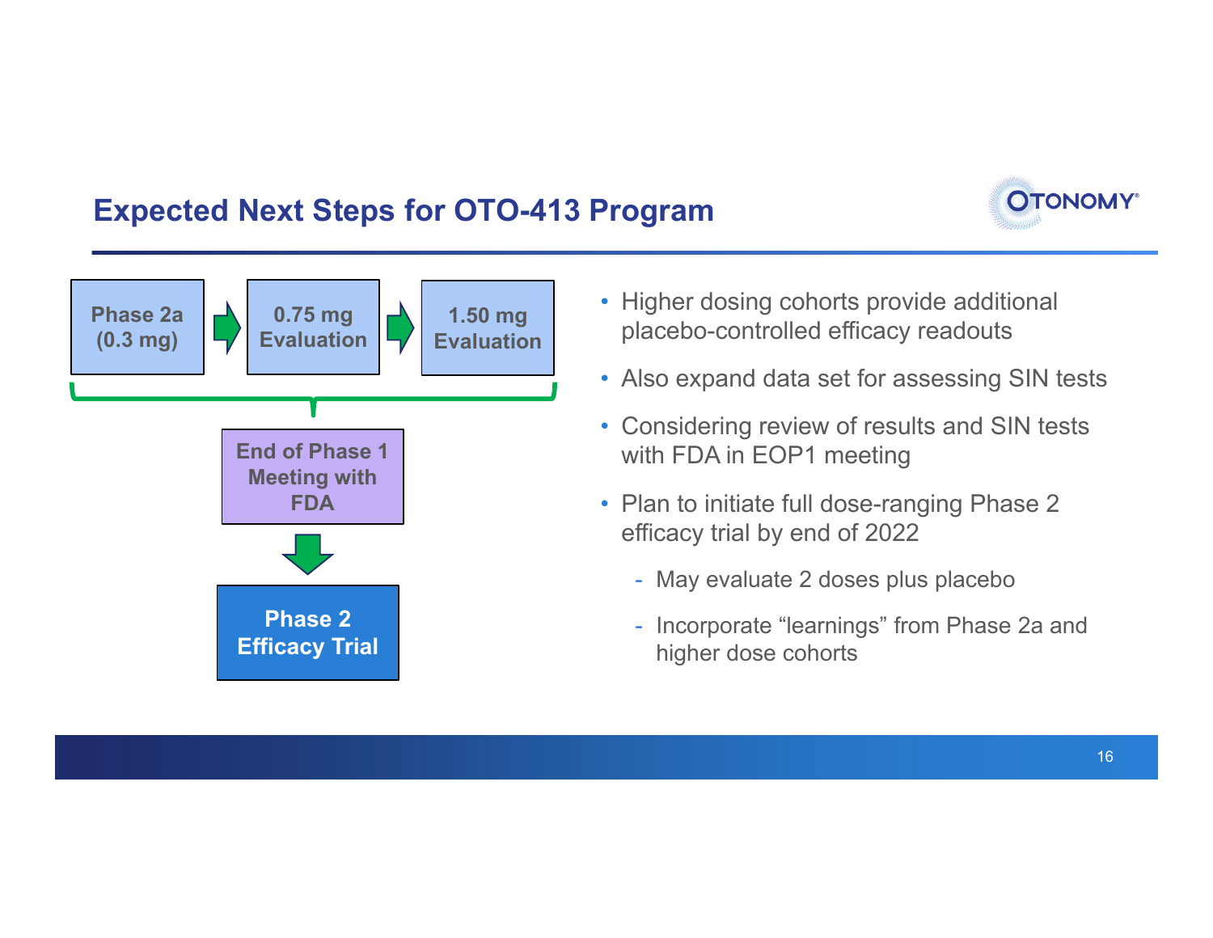## Expected Next Steps for OTO-413 Program

Phase 2a (0.3 mg) → 0.75 mg Evaluation → 1.50 mg Evaluation

↓

End of Phase 1 Meeting with FDA

↓

Phase 2 Efficacy Trial

- Higher dosing cohorts provide additional placebo-controlled efficacy readouts
- Also expand data set for assessing SIN tests
- Considering review of results and SIN tests with FDA in EOP1 meeting
- Plan to initiate full dose-ranging Phase 2 efficacy trial by end of 2022
  - May evaluate 2 doses plus placebo
  - Incorporate "learnings" from Phase 2a and higher dose cohorts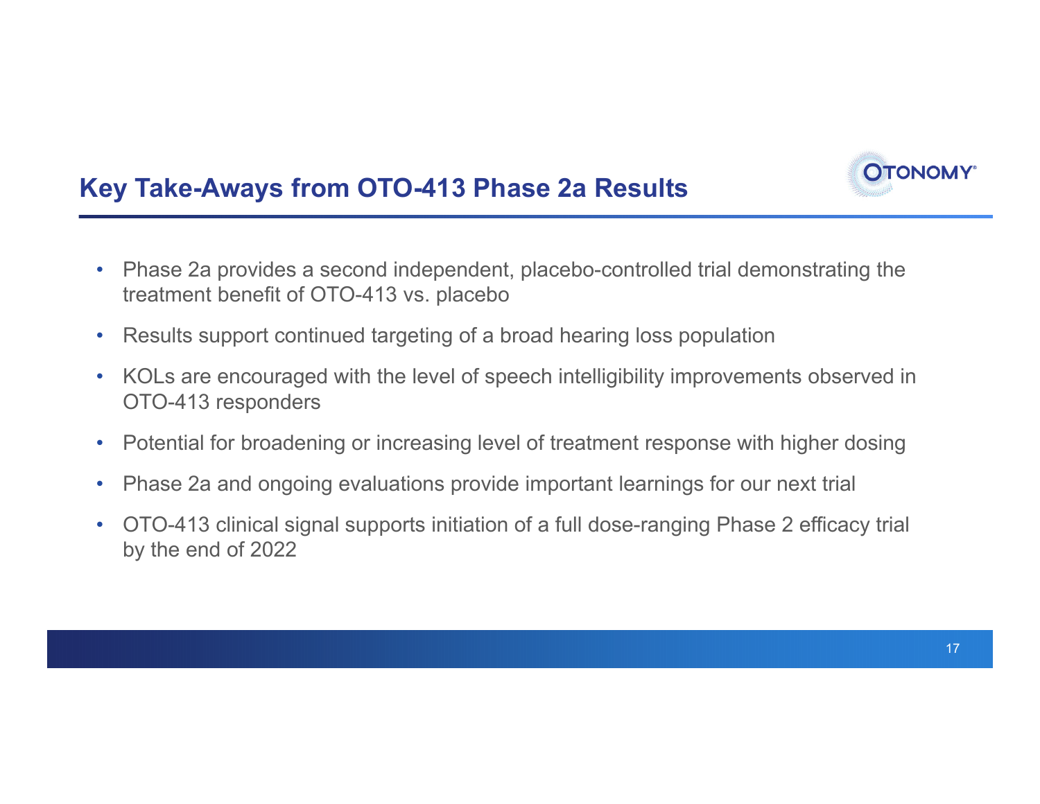# Key Take-Aways from OTO-413 Phase 2a Results

- Phase 2a provides a second independent, placebo-controlled trial demonstrating the treatment benefit of OTO-413 vs. placebo
- Results support continued targeting of a broad hearing loss population
- KOLs are encouraged with the level of speech intelligibility improvements observed in OTO-413 responders
- Potential for broadening or increasing level of treatment response with higher dosing
- Phase 2a and ongoing evaluations provide important learnings for our next trial
- OTO-413 clinical signal supports initiation of a full dose-ranging Phase 2 efficacy trial by the end of 2022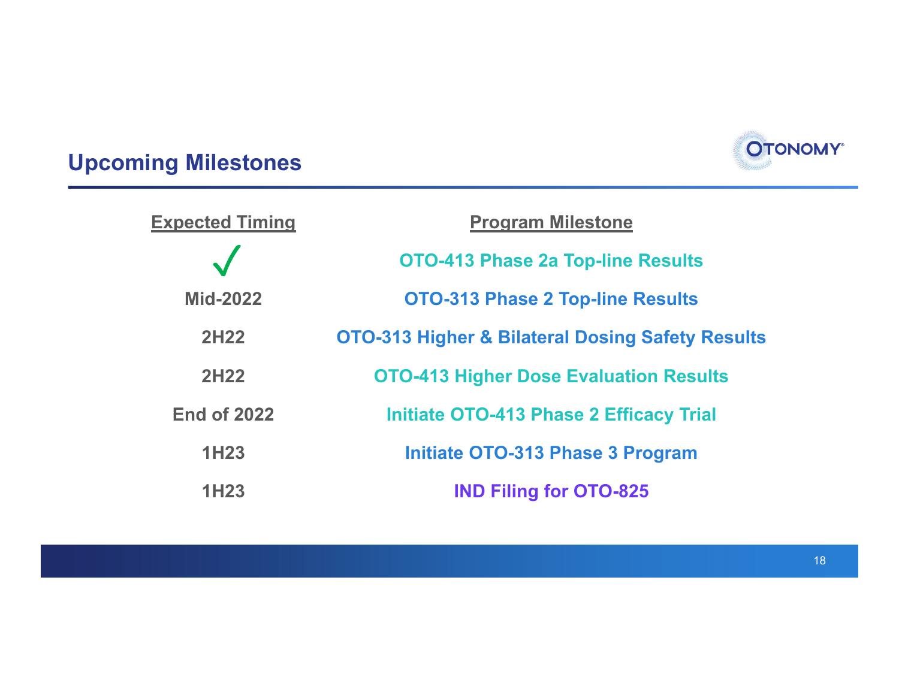## Upcoming Milestones

| Expected Timing | Program Milestone |
| --- | --- |
| ✓ | OTO-413 Phase 2a Top-line Results |
| Mid-2022 | OTO-313 Phase 2 Top-line Results |
| 2H22 | OTO-313 Higher & Bilateral Dosing Safety Results |
| 2H22 | OTO-413 Higher Dose Evaluation Results |
| End of 2022 | Initiate OTO-413 Phase 2 Efficacy Trial |
| 1H23 | Initiate OTO-313 Phase 3 Program |
| 1H23 | IND Filing for OTO-825 |